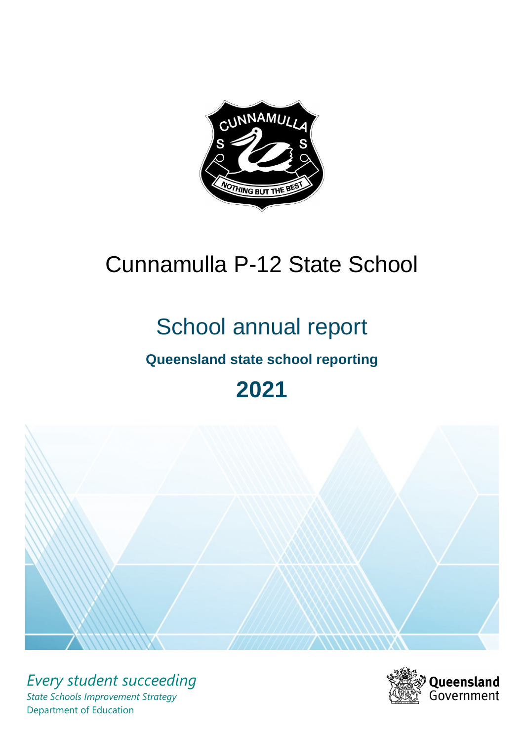# Cunnamulla P-12 State School

## School annual report

### Queensland state school reporting

## 2021

*Every student succeeding*

*State Schools Improvement Strategy*

Department of Education

Queensland Government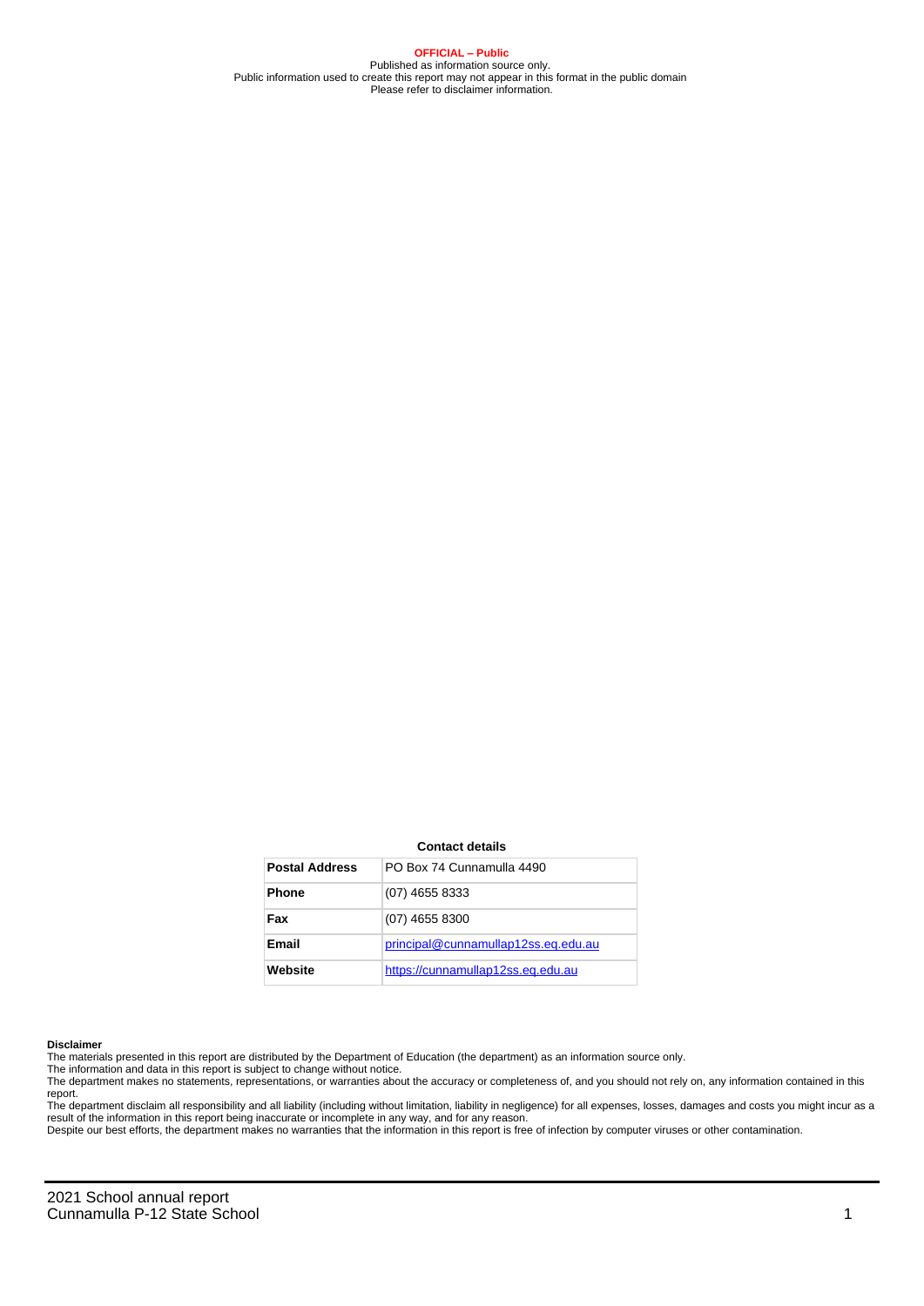**OFFICIAL – Public**
Published as information source only.
Public information used to create this report may not appear in this format in the public domain
Please refer to disclaimer information.

**Contact details**

| | |
|---|---|
| **Postal Address** | PO Box 74 Cunnamulla 4490 |
| **Phone** | (07) 4655 8333 |
| **Fax** | (07) 4655 8300 |
| **Email** | principal@cunnamullap12ss.eq.edu.au |
| **Website** | https://cunnamullap12ss.eq.edu.au |

**Disclaimer**
The materials presented in this report are distributed by the Department of Education (the department) as an information source only.
The information and data in this report is subject to change without notice.
The department makes no statements, representations, or warranties about the accuracy or completeness of, and you should not rely on, any information contained in this report.
The department disclaim all responsibility and all liability (including without limitation, liability in negligence) for all expenses, losses, damages and costs you might incur as a result of the information in this report being inaccurate or incomplete in any way, and for any reason.
Despite our best efforts, the department makes no warranties that the information in this report is free of infection by computer viruses or other contamination.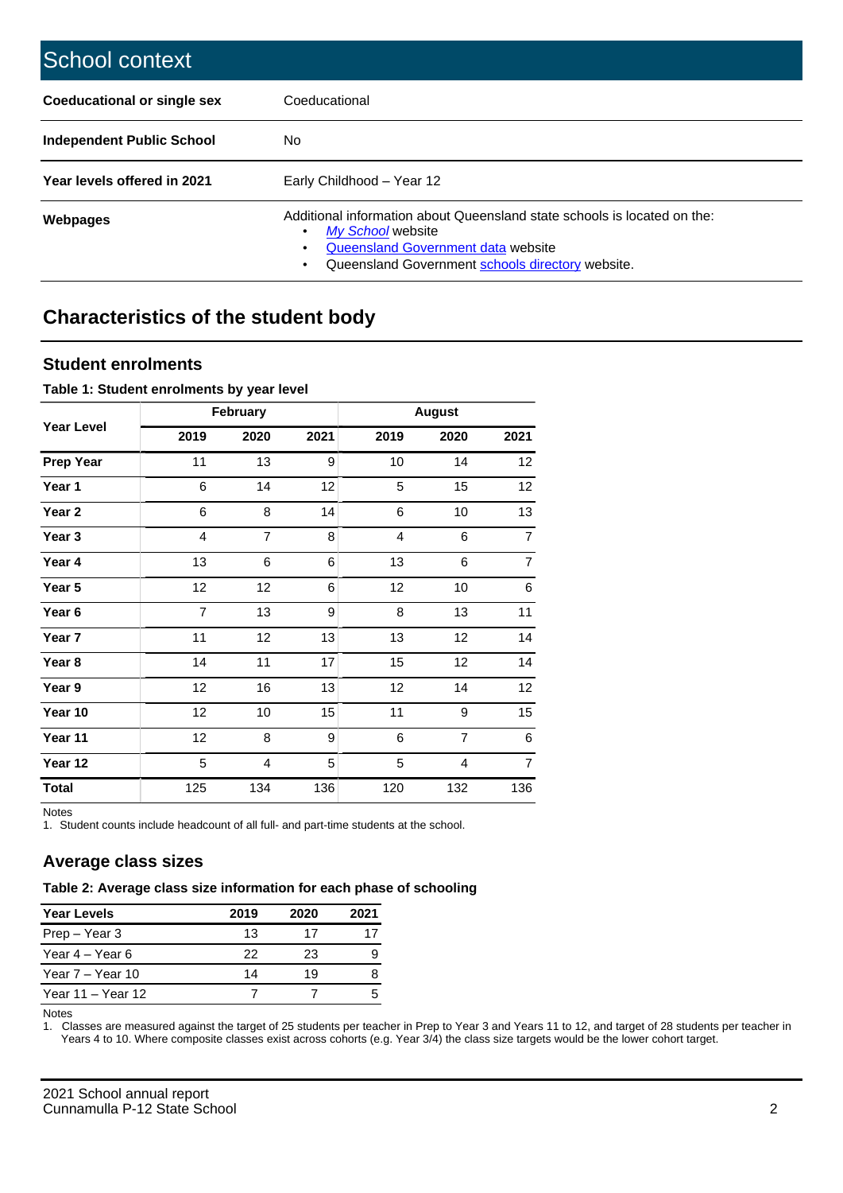# School context

| | |
|---|---|
| **Coeducational or single sex** | Coeducational |
| **Independent Public School** | No |
| **Year levels offered in 2021** | Early Childhood – Year 12 |
| **Webpages** | Additional information about Queensland state schools is located on the:<br>• *My School* website<br>• Queensland Government data website<br>• Queensland Government schools directory website. |

## Characteristics of the student body

### Student enrolments

**Table 1: Student enrolments by year level**

| Year Level | February | | | August | | |
|---|---|---|---|---|---|---|
| | 2019 | 2020 | 2021 | 2019 | 2020 | 2021 |
| **Prep Year** | 11 | 13 | 9 | 10 | 14 | 12 |
| **Year 1** | 6 | 14 | 12 | 5 | 15 | 12 |
| **Year 2** | 6 | 8 | 14 | 6 | 10 | 13 |
| **Year 3** | 4 | 7 | 8 | 4 | 6 | 7 |
| **Year 4** | 13 | 6 | 6 | 13 | 6 | 7 |
| **Year 5** | 12 | 12 | 6 | 12 | 10 | 6 |
| **Year 6** | 7 | 13 | 9 | 8 | 13 | 11 |
| **Year 7** | 11 | 12 | 13 | 13 | 12 | 14 |
| **Year 8** | 14 | 11 | 17 | 15 | 12 | 14 |
| **Year 9** | 12 | 16 | 13 | 12 | 14 | 12 |
| **Year 10** | 12 | 10 | 15 | 11 | 9 | 15 |
| **Year 11** | 12 | 8 | 9 | 6 | 7 | 6 |
| **Year 12** | 5 | 4 | 5 | 5 | 4 | 7 |
| **Total** | 125 | 134 | 136 | 120 | 132 | 136 |

Notes
1. Student counts include headcount of all full- and part-time students at the school.

### Average class sizes

**Table 2: Average class size information for each phase of schooling**

| Year Levels | 2019 | 2020 | 2021 |
|---|---|---|---|
| Prep – Year 3 | 13 | 17 | 17 |
| Year 4 – Year 6 | 22 | 23 | 9 |
| Year 7 – Year 10 | 14 | 19 | 8 |
| Year 11 – Year 12 | 7 | 7 | 5 |

Notes
1. Classes are measured against the target of 25 students per teacher in Prep to Year 3 and Years 11 to 12, and target of 28 students per teacher in Years 4 to 10. Where composite classes exist across cohorts (e.g. Year 3/4) the class size targets would be the lower cohort target.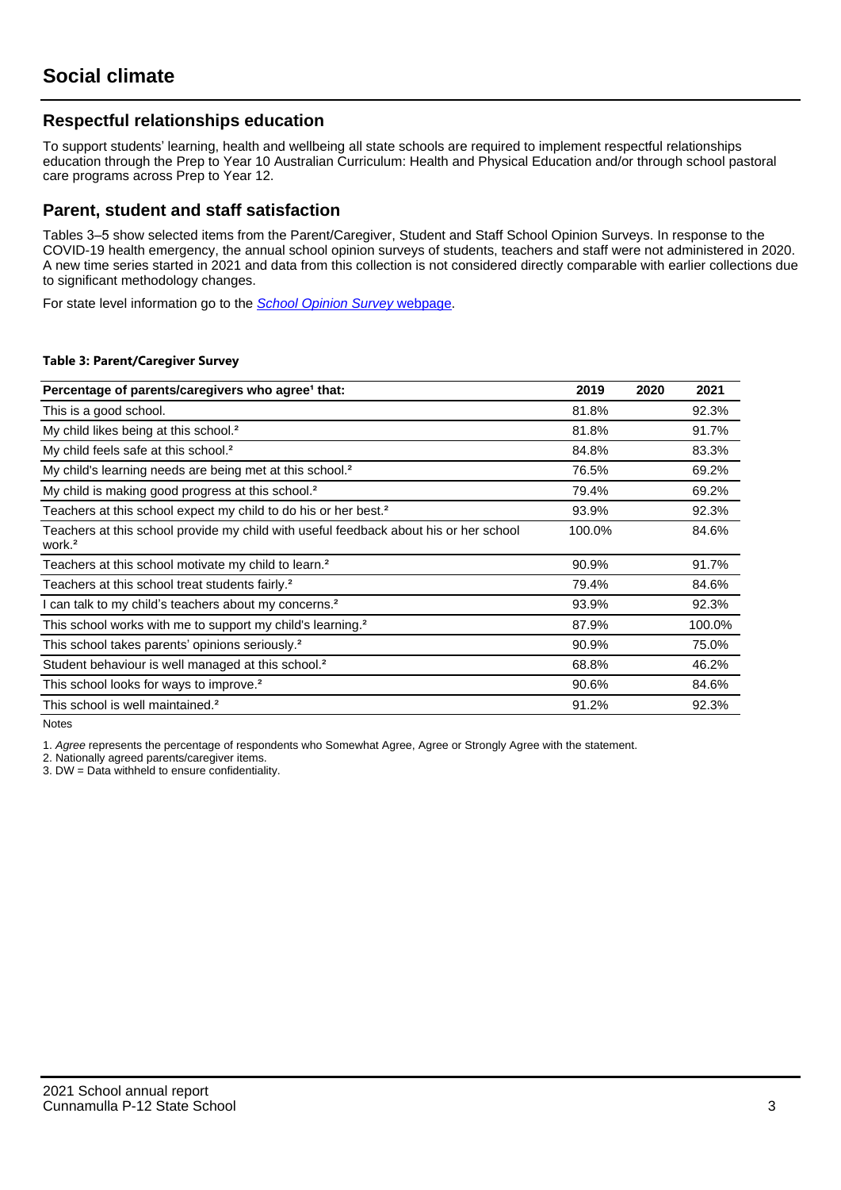# Social climate

## Respectful relationships education

To support students' learning, health and wellbeing all state schools are required to implement respectful relationships education through the Prep to Year 10 Australian Curriculum: Health and Physical Education and/or through school pastoral care programs across Prep to Year 12.

## Parent, student and staff satisfaction

Tables 3–5 show selected items from the Parent/Caregiver, Student and Staff School Opinion Surveys. In response to the COVID-19 health emergency, the annual school opinion surveys of students, teachers and staff were not administered in 2020. A new time series started in 2021 and data from this collection is not considered directly comparable with earlier collections due to significant methodology changes.

For state level information go to the *School Opinion Survey* webpage.

**Table 3: Parent/Caregiver Survey**

| Percentage of parents/caregivers who agree[1] that: | 2019 | 2020 | 2021 |
|---|---|---|---|
| This is a good school. | 81.8% | | 92.3% |
| My child likes being at this school.[2] | 81.8% | | 91.7% |
| My child feels safe at this school.[2] | 84.8% | | 83.3% |
| My child's learning needs are being met at this school.[2] | 76.5% | | 69.2% |
| My child is making good progress at this school.[2] | 79.4% | | 69.2% |
| Teachers at this school expect my child to do his or her best.[2] | 93.9% | | 92.3% |
| Teachers at this school provide my child with useful feedback about his or her school work.[2] | 100.0% | | 84.6% |
| Teachers at this school motivate my child to learn.[2] | 90.9% | | 91.7% |
| Teachers at this school treat students fairly.[2] | 79.4% | | 84.6% |
| I can talk to my child's teachers about my concerns.[2] | 93.9% | | 92.3% |
| This school works with me to support my child's learning.[2] | 87.9% | | 100.0% |
| This school takes parents' opinions seriously.[2] | 90.9% | | 75.0% |
| Student behaviour is well managed at this school.[2] | 68.8% | | 46.2% |
| This school looks for ways to improve.[2] | 90.6% | | 84.6% |
| This school is well maintained.[2] | 91.2% | | 92.3% |

Notes

1. *Agree* represents the percentage of respondents who Somewhat Agree, Agree or Strongly Agree with the statement.
2. Nationally agreed parents/caregiver items.
3. DW = Data withheld to ensure confidentiality.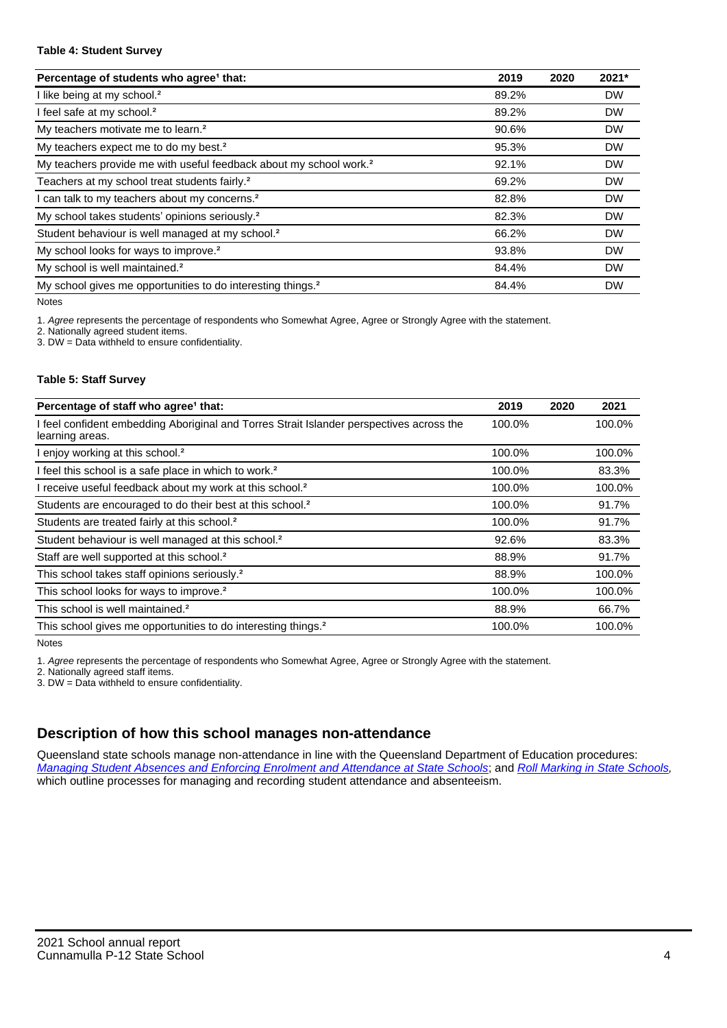**Table 4: Student Survey**

| Percentage of students who agree[1] that: | 2019 | 2020 | 2021* |
|---|---|---|---|
| I like being at my school.[2] | 89.2% | | DW |
| I feel safe at my school.[2] | 89.2% | | DW |
| My teachers motivate me to learn.[2] | 90.6% | | DW |
| My teachers expect me to do my best.[2] | 95.3% | | DW |
| My teachers provide me with useful feedback about my school work.[2] | 92.1% | | DW |
| Teachers at my school treat students fairly.[2] | 69.2% | | DW |
| I can talk to my teachers about my concerns.[2] | 82.8% | | DW |
| My school takes students' opinions seriously.[2] | 82.3% | | DW |
| Student behaviour is well managed at my school.[2] | 66.2% | | DW |
| My school looks for ways to improve.[2] | 93.8% | | DW |
| My school is well maintained.[2] | 84.4% | | DW |
| My school gives me opportunities to do interesting things.[2] | 84.4% | | DW |

Notes

1. *Agree* represents the percentage of respondents who Somewhat Agree, Agree or Strongly Agree with the statement.
2. Nationally agreed student items.
3. DW = Data withheld to ensure confidentiality.

**Table 5: Staff Survey**

| Percentage of staff who agree[1] that: | 2019 | 2020 | 2021 |
|---|---|---|---|
| I feel confident embedding Aboriginal and Torres Strait Islander perspectives across the learning areas. | 100.0% | | 100.0% |
| I enjoy working at this school.[2] | 100.0% | | 100.0% |
| I feel this school is a safe place in which to work.[2] | 100.0% | | 83.3% |
| I receive useful feedback about my work at this school.[2] | 100.0% | | 100.0% |
| Students are encouraged to do their best at this school.[2] | 100.0% | | 91.7% |
| Students are treated fairly at this school.[2] | 100.0% | | 91.7% |
| Student behaviour is well managed at this school.[2] | 92.6% | | 83.3% |
| Staff are well supported at this school.[2] | 88.9% | | 91.7% |
| This school takes staff opinions seriously.[2] | 88.9% | | 100.0% |
| This school looks for ways to improve.[2] | 100.0% | | 100.0% |
| This school is well maintained.[2] | 88.9% | | 66.7% |
| This school gives me opportunities to do interesting things.[2] | 100.0% | | 100.0% |

Notes

1. *Agree* represents the percentage of respondents who Somewhat Agree, Agree or Strongly Agree with the statement.
2. Nationally agreed staff items.
3. DW = Data withheld to ensure confidentiality.

## Description of how this school manages non-attendance

Queensland state schools manage non-attendance in line with the Queensland Department of Education procedures: *Managing Student Absences and Enforcing Enrolment and Attendance at State Schools*; and *Roll Marking in State Schools,* which outline processes for managing and recording student attendance and absenteeism.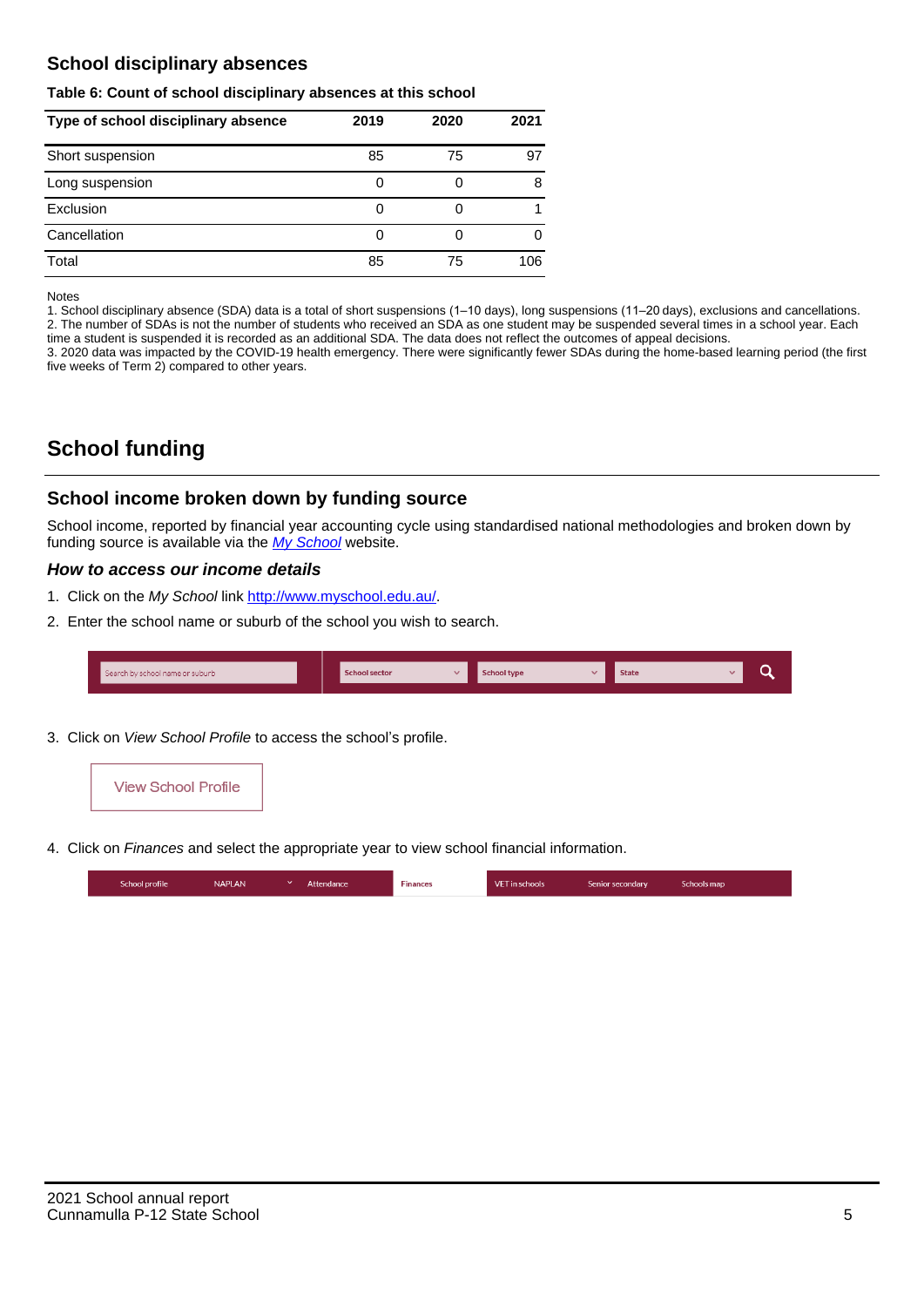## School disciplinary absences

**Table 6: Count of school disciplinary absences at this school**

| Type of school disciplinary absence | 2019 | 2020 | 2021 |
|---|---|---|---|
| Short suspension | 85 | 75 | 97 |
| Long suspension | 0 | 0 | 8 |
| Exclusion | 0 | 0 | 1 |
| Cancellation | 0 | 0 | 0 |
| Total | 85 | 75 | 106 |

Notes

1. School disciplinary absence (SDA) data is a total of short suspensions (1–10 days), long suspensions (11–20 days), exclusions and cancellations.
2. The number of SDAs is not the number of students who received an SDA as one student may be suspended several times in a school year. Each time a student is suspended it is recorded as an additional SDA. The data does not reflect the outcomes of appeal decisions.
3. 2020 data was impacted by the COVID-19 health emergency. There were significantly fewer SDAs during the home-based learning period (the first five weeks of Term 2) compared to other years.

# School funding

## School income broken down by funding source

School income, reported by financial year accounting cycle using standardised national methodologies and broken down by funding source is available via the *My School* website.

### *How to access our income details*

1. Click on the *My School* link http://www.myschool.edu.au/.
2. Enter the school name or suburb of the school you wish to search.

   Search by school name or suburb | School sector | School type | State

3. Click on *View School Profile* to access the school's profile.

   View School Profile

4. Click on *Finances* and select the appropriate year to view school financial information.

   School profile | NAPLAN | Attendance | Finances | VET in schools | Senior secondary | Schools map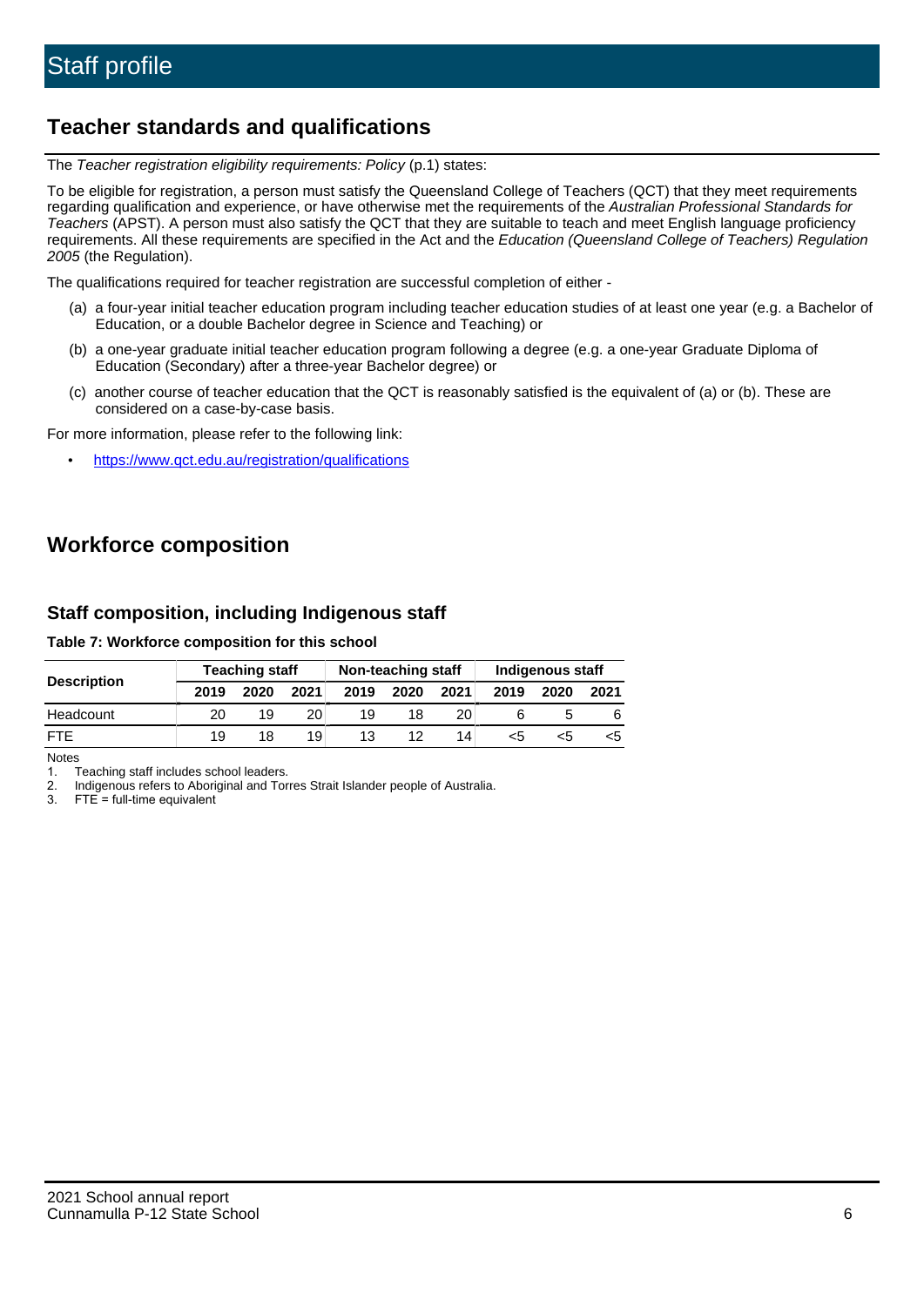# Staff profile

## Teacher standards and qualifications

The *Teacher registration eligibility requirements: Policy* (p.1) states:

To be eligible for registration, a person must satisfy the Queensland College of Teachers (QCT) that they meet requirements regarding qualification and experience, or have otherwise met the requirements of the *Australian Professional Standards for Teachers* (APST). A person must also satisfy the QCT that they are suitable to teach and meet English language proficiency requirements. All these requirements are specified in the Act and the *Education (Queensland College of Teachers) Regulation 2005* (the Regulation).

The qualifications required for teacher registration are successful completion of either -

(a) a four-year initial teacher education program including teacher education studies of at least one year (e.g. a Bachelor of Education, or a double Bachelor degree in Science and Teaching) or

(b) a one-year graduate initial teacher education program following a degree (e.g. a one-year Graduate Diploma of Education (Secondary) after a three-year Bachelor degree) or

(c) another course of teacher education that the QCT is reasonably satisfied is the equivalent of (a) or (b). These are considered on a case-by-case basis.

For more information, please refer to the following link:

- https://www.qct.edu.au/registration/qualifications

## Workforce composition

### Staff composition, including Indigenous staff

**Table 7: Workforce composition for this school**

| Description | Teaching staff | | | Non-teaching staff | | | Indigenous staff | | |
|---|---|---|---|---|---|---|---|---|---|
| | 2019 | 2020 | 2021 | 2019 | 2020 | 2021 | 2019 | 2020 | 2021 |
| Headcount | 20 | 19 | 20 | 19 | 18 | 20 | 6 | 5 | 6 |
| FTE | 19 | 18 | 19 | 13 | 12 | 14 | <5 | <5 | <5 |

Notes

1. Teaching staff includes school leaders.
2. Indigenous refers to Aboriginal and Torres Strait Islander people of Australia.
3. FTE = full-time equivalent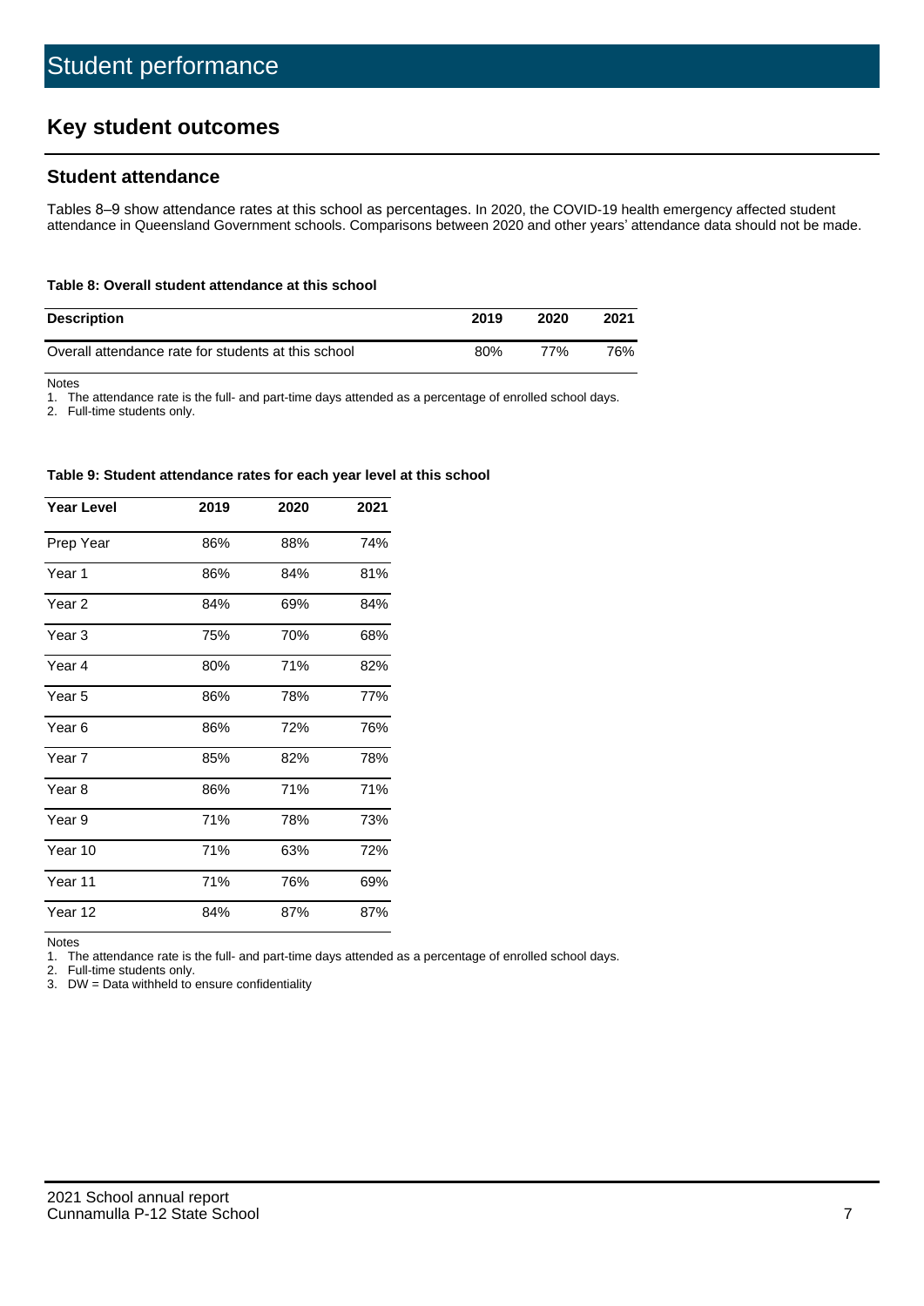# Student performance

## Key student outcomes

### Student attendance

Tables 8–9 show attendance rates at this school as percentages. In 2020, the COVID-19 health emergency affected student attendance in Queensland Government schools. Comparisons between 2020 and other years' attendance data should not be made.

**Table 8: Overall student attendance at this school**

| Description | 2019 | 2020 | 2021 |
|---|---|---|---|
| Overall attendance rate for students at this school | 80% | 77% | 76% |

Notes
1. The attendance rate is the full- and part-time days attended as a percentage of enrolled school days.
2. Full-time students only.

**Table 9: Student attendance rates for each year level at this school**

| Year Level | 2019 | 2020 | 2021 |
|---|---|---|---|
| Prep Year | 86% | 88% | 74% |
| Year 1 | 86% | 84% | 81% |
| Year 2 | 84% | 69% | 84% |
| Year 3 | 75% | 70% | 68% |
| Year 4 | 80% | 71% | 82% |
| Year 5 | 86% | 78% | 77% |
| Year 6 | 86% | 72% | 76% |
| Year 7 | 85% | 82% | 78% |
| Year 8 | 86% | 71% | 71% |
| Year 9 | 71% | 78% | 73% |
| Year 10 | 71% | 63% | 72% |
| Year 11 | 71% | 76% | 69% |
| Year 12 | 84% | 87% | 87% |

Notes
1. The attendance rate is the full- and part-time days attended as a percentage of enrolled school days.
2. Full-time students only.
3. DW = Data withheld to ensure confidentiality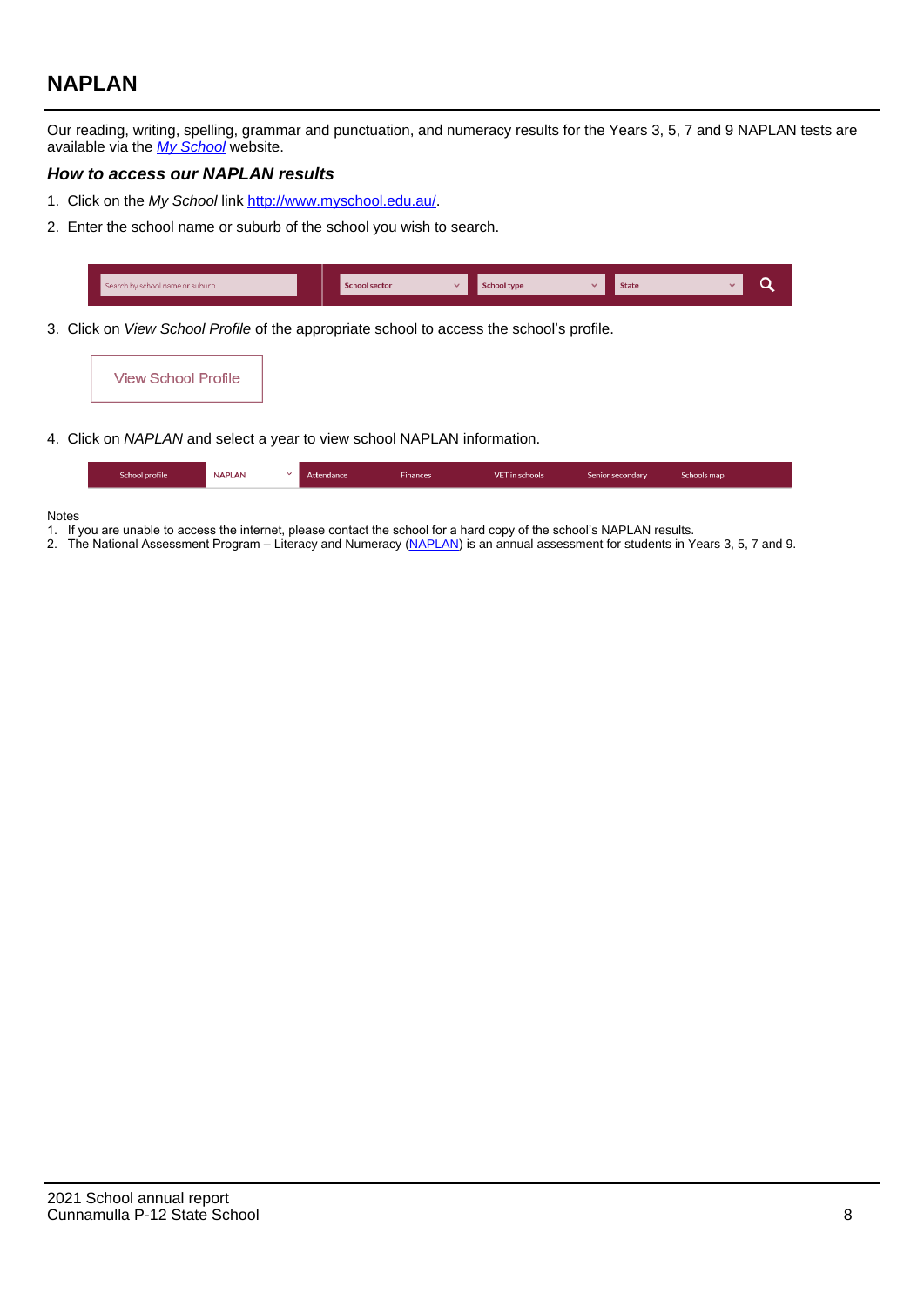## NAPLAN

Our reading, writing, spelling, grammar and punctuation, and numeracy results for the Years 3, 5, 7 and 9 NAPLAN tests are available via the [*My School*](http://www.myschool.edu.au/) website.

### *How to access our NAPLAN results*

1. Click on the *My School* link [http://www.myschool.edu.au/](http://www.myschool.edu.au/).
2. Enter the school name or suburb of the school you wish to search.

Search by school name or suburb | School sector | School type | State

3. Click on *View School Profile* of the appropriate school to access the school's profile.

View School Profile

4. Click on *NAPLAN* and select a year to view school NAPLAN information.

School profile | NAPLAN | Attendance | Finances | VET in schools | Senior secondary | Schools map

Notes
1. If you are unable to access the internet, please contact the school for a hard copy of the school's NAPLAN results.
2. The National Assessment Program – Literacy and Numeracy (NAPLAN) is an annual assessment for students in Years 3, 5, 7 and 9.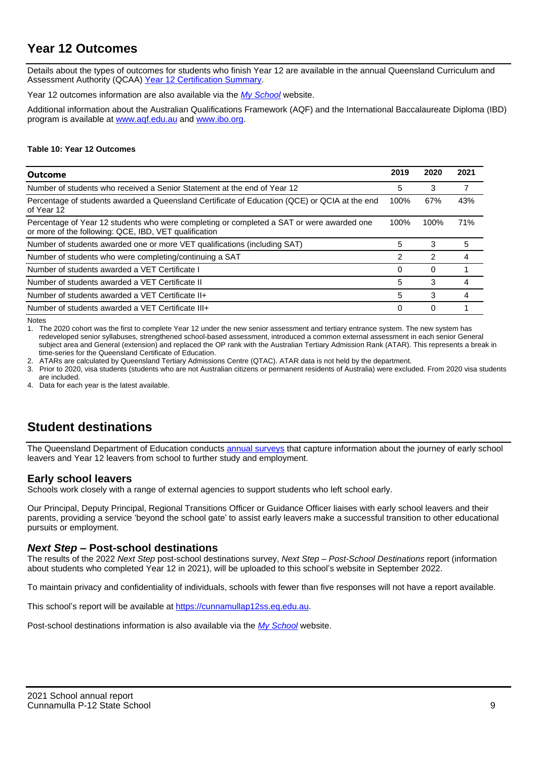## Year 12 Outcomes

Details about the types of outcomes for students who finish Year 12 are available in the annual Queensland Curriculum and Assessment Authority (QCAA) Year 12 Certification Summary.

Year 12 outcomes information are also available via the *My School* website.

Additional information about the Australian Qualifications Framework (AQF) and the International Baccalaureate Diploma (IBD) program is available at www.aqf.edu.au and www.ibo.org.

**Table 10: Year 12 Outcomes**

| Outcome | 2019 | 2020 | 2021 |
|---|---|---|---|
| Number of students who received a Senior Statement at the end of Year 12 | 5 | 3 | 7 |
| Percentage of students awarded a Queensland Certificate of Education (QCE) or QCIA at the end of Year 12 | 100% | 67% | 43% |
| Percentage of Year 12 students who were completing or completed a SAT or were awarded one or more of the following: QCE, IBD, VET qualification | 100% | 100% | 71% |
| Number of students awarded one or more VET qualifications (including SAT) | 5 | 3 | 5 |
| Number of students who were completing/continuing a SAT | 2 | 2 | 4 |
| Number of students awarded a VET Certificate I | 0 | 0 | 1 |
| Number of students awarded a VET Certificate II | 5 | 3 | 4 |
| Number of students awarded a VET Certificate II+ | 5 | 3 | 4 |
| Number of students awarded a VET Certificate III+ | 0 | 0 | 1 |

Notes

1. The 2020 cohort was the first to complete Year 12 under the new senior assessment and tertiary entrance system. The new system has redeveloped senior syllabuses, strengthened school-based assessment, introduced a common external assessment in each senior General subject area and General (extension) and replaced the OP rank with the Australian Tertiary Admission Rank (ATAR). This represents a break in time-series for the Queensland Certificate of Education.
2. ATARs are calculated by Queensland Tertiary Admissions Centre (QTAC). ATAR data is not held by the department.
3. Prior to 2020, visa students (students who are not Australian citizens or permanent residents of Australia) were excluded. From 2020 visa students are included.
4. Data for each year is the latest available.

## Student destinations

The Queensland Department of Education conducts annual surveys that capture information about the journey of early school leavers and Year 12 leavers from school to further study and employment.

### Early school leavers

Schools work closely with a range of external agencies to support students who left school early.

Our Principal, Deputy Principal, Regional Transitions Officer or Guidance Officer liaises with early school leavers and their parents, providing a service 'beyond the school gate' to assist early leavers make a successful transition to other educational pursuits or employment.

### *Next Step* – Post-school destinations

The results of the 2022 *Next Step* post-school destinations survey, *Next Step – Post-School Destinations* report (information about students who completed Year 12 in 2021), will be uploaded to this school's website in September 2022.

To maintain privacy and confidentiality of individuals, schools with fewer than five responses will not have a report available.

This school's report will be available at https://cunnamullap12ss.eq.edu.au.

Post-school destinations information is also available via the *My School* website.